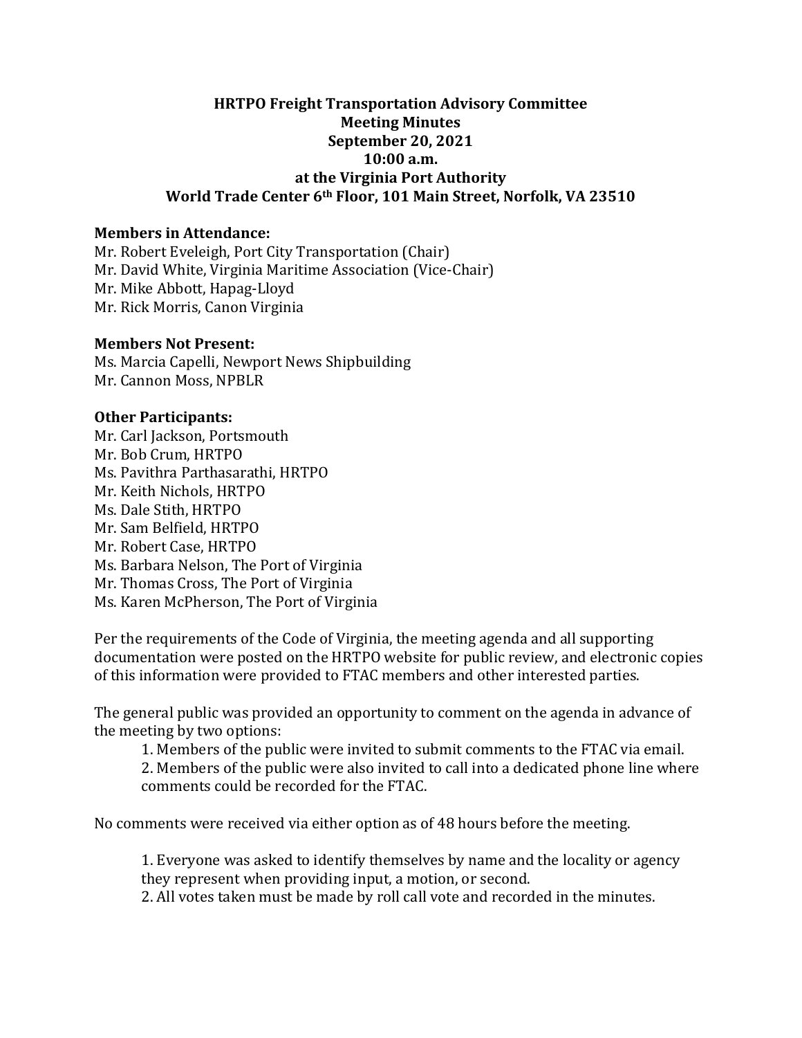# HRTPO Freight Transportation Advisory Committee
## Meeting Minutes
## September 20, 2021
## 10:00 a.m.
## at the Virginia Port Authority
## World Trade Center 6th Floor, 101 Main Street, Norfolk, VA 23510

**Members in Attendance:**
Mr. Robert Eveleigh, Port City Transportation (Chair)
Mr. David White, Virginia Maritime Association (Vice-Chair)
Mr. Mike Abbott, Hapag-Lloyd
Mr. Rick Morris, Canon Virginia

**Members Not Present:**
Ms. Marcia Capelli, Newport News Shipbuilding
Mr. Cannon Moss, NPBLR

**Other Participants:**
Mr. Carl Jackson, Portsmouth
Mr. Bob Crum, HRTPO
Ms. Pavithra Parthasarathi, HRTPO
Mr. Keith Nichols, HRTPO
Ms. Dale Stith, HRTPO
Mr. Sam Belfield, HRTPO
Mr. Robert Case, HRTPO
Ms. Barbara Nelson, The Port of Virginia
Mr. Thomas Cross, The Port of Virginia
Ms. Karen McPherson, The Port of Virginia

Per the requirements of the Code of Virginia, the meeting agenda and all supporting documentation were posted on the HRTPO website for public review, and electronic copies of this information were provided to FTAC members and other interested parties.

The general public was provided an opportunity to comment on the agenda in advance of the meeting by two options:

1. Members of the public were invited to submit comments to the FTAC via email.
2. Members of the public were also invited to call into a dedicated phone line where comments could be recorded for the FTAC.

No comments were received via either option as of 48 hours before the meeting.

1. Everyone was asked to identify themselves by name and the locality or agency they represent when providing input, a motion, or second.
2. All votes taken must be made by roll call vote and recorded in the minutes.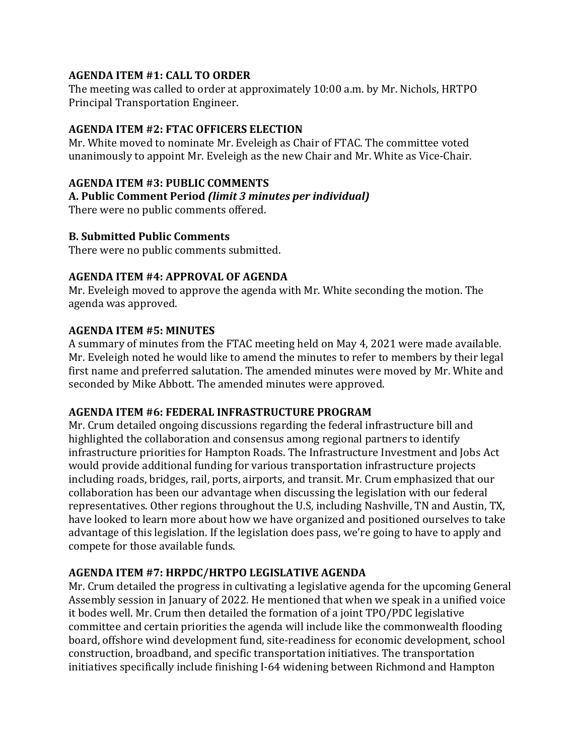### AGENDA ITEM #1: CALL TO ORDER

The meeting was called to order at approximately 10:00 a.m. by Mr. Nichols, HRTPO Principal Transportation Engineer.

### AGENDA ITEM #2: FTAC OFFICERS ELECTION

Mr. White moved to nominate Mr. Eveleigh as Chair of FTAC. The committee voted unanimously to appoint Mr. Eveleigh as the new Chair and Mr. White as Vice-Chair.

### AGENDA ITEM #3: PUBLIC COMMENTS

**A. Public Comment Period *(limit 3 minutes per individual)***

There were no public comments offered.

**B. Submitted Public Comments**

There were no public comments submitted.

### AGENDA ITEM #4: APPROVAL OF AGENDA

Mr. Eveleigh moved to approve the agenda with Mr. White seconding the motion. The agenda was approved.

### AGENDA ITEM #5: MINUTES

A summary of minutes from the FTAC meeting held on May 4, 2021 were made available. Mr. Eveleigh noted he would like to amend the minutes to refer to members by their legal first name and preferred salutation. The amended minutes were moved by Mr. White and seconded by Mike Abbott. The amended minutes were approved.

### AGENDA ITEM #6: FEDERAL INFRASTRUCTURE PROGRAM

Mr. Crum detailed ongoing discussions regarding the federal infrastructure bill and highlighted the collaboration and consensus among regional partners to identify infrastructure priorities for Hampton Roads. The Infrastructure Investment and Jobs Act would provide additional funding for various transportation infrastructure projects including roads, bridges, rail, ports, airports, and transit. Mr. Crum emphasized that our collaboration has been our advantage when discussing the legislation with our federal representatives. Other regions throughout the U.S, including Nashville, TN and Austin, TX, have looked to learn more about how we have organized and positioned ourselves to take advantage of this legislation. If the legislation does pass, we're going to have to apply and compete for those available funds.

### AGENDA ITEM #7: HRPDC/HRTPO LEGISLATIVE AGENDA

Mr. Crum detailed the progress in cultivating a legislative agenda for the upcoming General Assembly session in January of 2022. He mentioned that when we speak in a unified voice it bodes well. Mr. Crum then detailed the formation of a joint TPO/PDC legislative committee and certain priorities the agenda will include like the commonwealth flooding board, offshore wind development fund, site-readiness for economic development, school construction, broadband, and specific transportation initiatives. The transportation initiatives specifically include finishing I-64 widening between Richmond and Hampton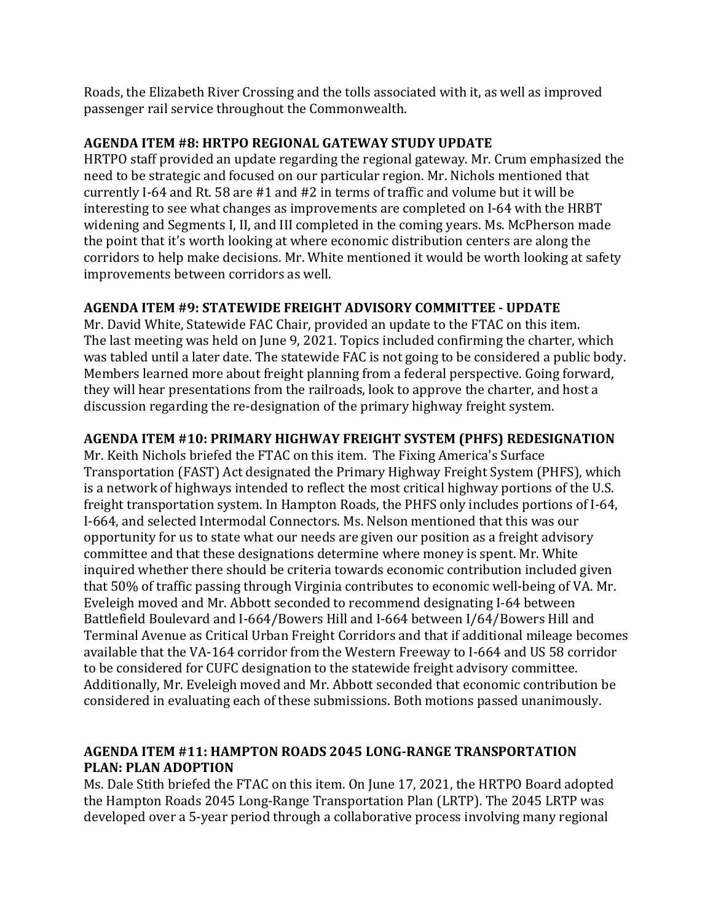Roads, the Elizabeth River Crossing and the tolls associated with it, as well as improved passenger rail service throughout the Commonwealth.

**AGENDA ITEM #8: HRTPO REGIONAL GATEWAY STUDY UPDATE**

HRTPO staff provided an update regarding the regional gateway. Mr. Crum emphasized the need to be strategic and focused on our particular region. Mr. Nichols mentioned that currently I-64 and Rt. 58 are #1 and #2 in terms of traffic and volume but it will be interesting to see what changes as improvements are completed on I-64 with the HRBT widening and Segments I, II, and III completed in the coming years. Ms. McPherson made the point that it's worth looking at where economic distribution centers are along the corridors to help make decisions. Mr. White mentioned it would be worth looking at safety improvements between corridors as well.

**AGENDA ITEM #9: STATEWIDE FREIGHT ADVISORY COMMITTEE - UPDATE**

Mr. David White, Statewide FAC Chair, provided an update to the FTAC on this item. The last meeting was held on June 9, 2021. Topics included confirming the charter, which was tabled until a later date. The statewide FAC is not going to be considered a public body. Members learned more about freight planning from a federal perspective. Going forward, they will hear presentations from the railroads, look to approve the charter, and host a discussion regarding the re-designation of the primary highway freight system.

**AGENDA ITEM #10: PRIMARY HIGHWAY FREIGHT SYSTEM (PHFS) REDESIGNATION**

Mr. Keith Nichols briefed the FTAC on this item. The Fixing America's Surface Transportation (FAST) Act designated the Primary Highway Freight System (PHFS), which is a network of highways intended to reflect the most critical highway portions of the U.S. freight transportation system. In Hampton Roads, the PHFS only includes portions of I-64, I-664, and selected Intermodal Connectors. Ms. Nelson mentioned that this was our opportunity for us to state what our needs are given our position as a freight advisory committee and that these designations determine where money is spent. Mr. White inquired whether there should be criteria towards economic contribution included given that 50% of traffic passing through Virginia contributes to economic well-being of VA. Mr. Eveleigh moved and Mr. Abbott seconded to recommend designating I-64 between Battlefield Boulevard and I-664/Bowers Hill and I-664 between I/64/Bowers Hill and Terminal Avenue as Critical Urban Freight Corridors and that if additional mileage becomes available that the VA-164 corridor from the Western Freeway to I-664 and US 58 corridor to be considered for CUFC designation to the statewide freight advisory committee. Additionally, Mr. Eveleigh moved and Mr. Abbott seconded that economic contribution be considered in evaluating each of these submissions. Both motions passed unanimously.

**AGENDA ITEM #11: HAMPTON ROADS 2045 LONG-RANGE TRANSPORTATION PLAN: PLAN ADOPTION**

Ms. Dale Stith briefed the FTAC on this item. On June 17, 2021, the HRTPO Board adopted the Hampton Roads 2045 Long-Range Transportation Plan (LRTP). The 2045 LRTP was developed over a 5-year period through a collaborative process involving many regional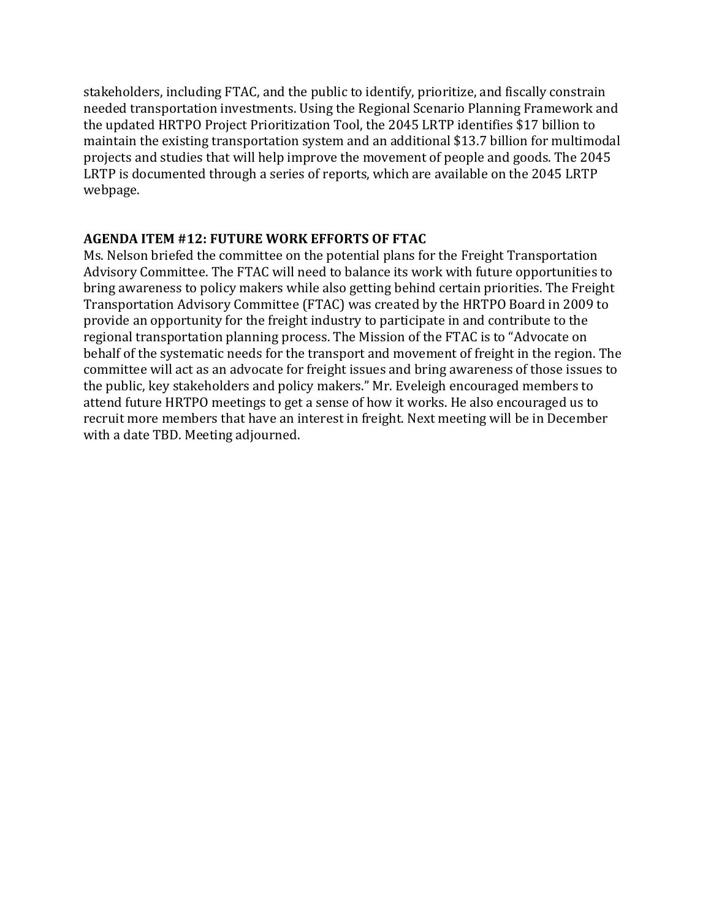stakeholders, including FTAC, and the public to identify, prioritize, and fiscally constrain needed transportation investments. Using the Regional Scenario Planning Framework and the updated HRTPO Project Prioritization Tool, the 2045 LRTP identifies $17 billion to maintain the existing transportation system and an additional $13.7 billion for multimodal projects and studies that will help improve the movement of people and goods. The 2045 LRTP is documented through a series of reports, which are available on the 2045 LRTP webpage.

**AGENDA ITEM #12: FUTURE WORK EFFORTS OF FTAC**

Ms. Nelson briefed the committee on the potential plans for the Freight Transportation Advisory Committee. The FTAC will need to balance its work with future opportunities to bring awareness to policy makers while also getting behind certain priorities. The Freight Transportation Advisory Committee (FTAC) was created by the HRTPO Board in 2009 to provide an opportunity for the freight industry to participate in and contribute to the regional transportation planning process. The Mission of the FTAC is to "Advocate on behalf of the systematic needs for the transport and movement of freight in the region. The committee will act as an advocate for freight issues and bring awareness of those issues to the public, key stakeholders and policy makers." Mr. Eveleigh encouraged members to attend future HRTPO meetings to get a sense of how it works. He also encouraged us to recruit more members that have an interest in freight. Next meeting will be in December with a date TBD. Meeting adjourned.